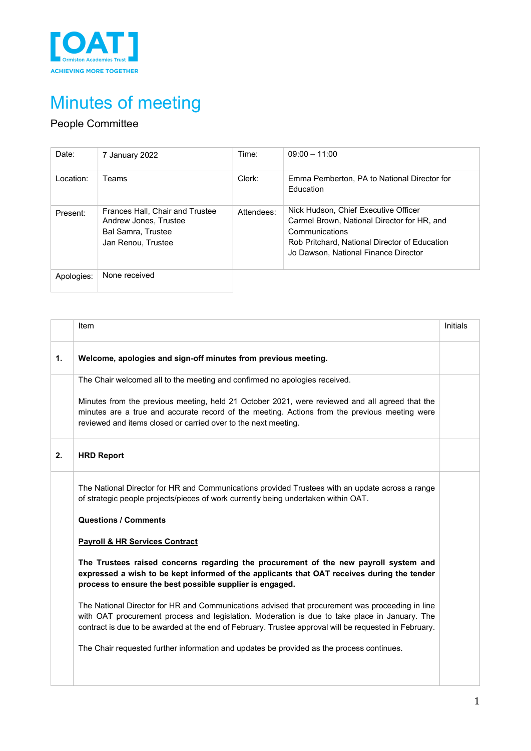[OAT]
Ormiston Academies Trust
ACHIEVING MORE TOGETHER

# Minutes of meeting

People Committee

| | | | |
|---|---|---|---|
| Date: | 7 January 2022 | Time: | 09:00 – 11:00 |
| Location: | Teams | Clerk: | Emma Pemberton, PA to National Director for Education |
| Present: | Frances Hall, Chair and Trustee<br>Andrew Jones, Trustee<br>Bal Samra, Trustee<br>Jan Renou, Trustee | Attendees: | Nick Hudson, Chief Executive Officer<br>Carmel Brown, National Director for HR, and Communications<br>Rob Pritchard, National Director of Education<br>Jo Dawson, National Finance Director |
| Apologies: | None received | | |

| | Item | Initials |
|---|---|---|
| **1.** | **Welcome, apologies and sign-off minutes from previous meeting.** | |
| | The Chair welcomed all to the meeting and confirmed no apologies received.<br><br>Minutes from the previous meeting, held 21 October 2021, were reviewed and all agreed that the minutes are a true and accurate record of the meeting. Actions from the previous meeting were reviewed and items closed or carried over to the next meeting. | |
| **2.** | **HRD Report** | |
| | The National Director for HR and Communications provided Trustees with an update across a range of strategic people projects/pieces of work currently being undertaken within OAT.<br><br>**Questions / Comments**<br><br>**<u>Payroll & HR Services Contract</u>**<br><br>**The Trustees raised concerns regarding the procurement of the new payroll system and expressed a wish to be kept informed of the applicants that OAT receives during the tender process to ensure the best possible supplier is engaged.**<br><br>The National Director for HR and Communications advised that procurement was proceeding in line with OAT procurement process and legislation. Moderation is due to take place in January. The contract is due to be awarded at the end of February. Trustee approval will be requested in February.<br><br>The Chair requested further information and updates be provided as the process continues. | |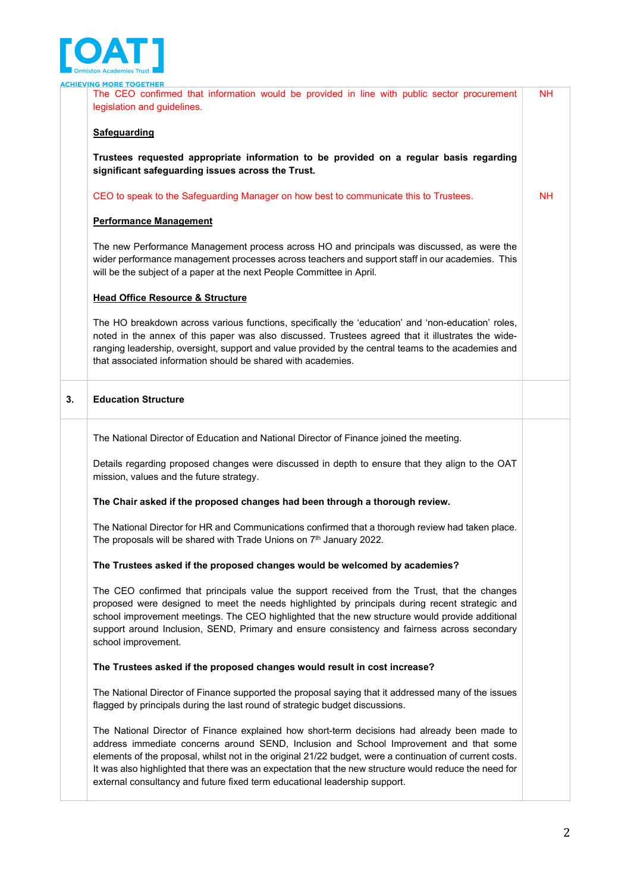| | | |
|---|---|---|
| | The CEO confirmed that information would be provided in line with public sector procurement legislation and guidelines.<br><br>**<u>Safeguarding</u>**<br><br>**Trustees requested appropriate information to be provided on a regular basis regarding significant safeguarding issues across the Trust.**<br><br>CEO to speak to the Safeguarding Manager on how best to communicate this to Trustees.<br><br>**<u>Performance Management</u>**<br><br>The new Performance Management process across HO and principals was discussed, as were the wider performance management processes across teachers and support staff in our academies. This will be the subject of a paper at the next People Committee in April.<br><br>**<u>Head Office Resource & Structure</u>**<br><br>The HO breakdown across various functions, specifically the 'education' and 'non-education' roles, noted in the annex of this paper was also discussed. Trustees agreed that it illustrates the wide-ranging leadership, oversight, support and value provided by the central teams to the academies and that associated information should be shared with academies. | NH<br><br><br><br><br><br><br>NH |
| **3.** | **Education Structure** | |
| | The National Director of Education and National Director of Finance joined the meeting.<br><br>Details regarding proposed changes were discussed in depth to ensure that they align to the OAT mission, values and the future strategy.<br><br>**The Chair asked if the proposed changes had been through a thorough review.**<br><br>The National Director for HR and Communications confirmed that a thorough review had taken place. The proposals will be shared with Trade Unions on 7th January 2022.<br><br>**The Trustees asked if the proposed changes would be welcomed by academies?**<br><br>The CEO confirmed that principals value the support received from the Trust, that the changes proposed were designed to meet the needs highlighted by principals during recent strategic and school improvement meetings. The CEO highlighted that the new structure would provide additional support around Inclusion, SEND, Primary and ensure consistency and fairness across secondary school improvement.<br><br>**The Trustees asked if the proposed changes would result in cost increase?**<br><br>The National Director of Finance supported the proposal saying that it addressed many of the issues flagged by principals during the last round of strategic budget discussions.<br><br>The National Director of Finance explained how short-term decisions had already been made to address immediate concerns around SEND, Inclusion and School Improvement and that some elements of the proposal, whilst not in the original 21/22 budget, were a continuation of current costs. It was also highlighted that there was an expectation that the new structure would reduce the need for external consultancy and future fixed term educational leadership support. | |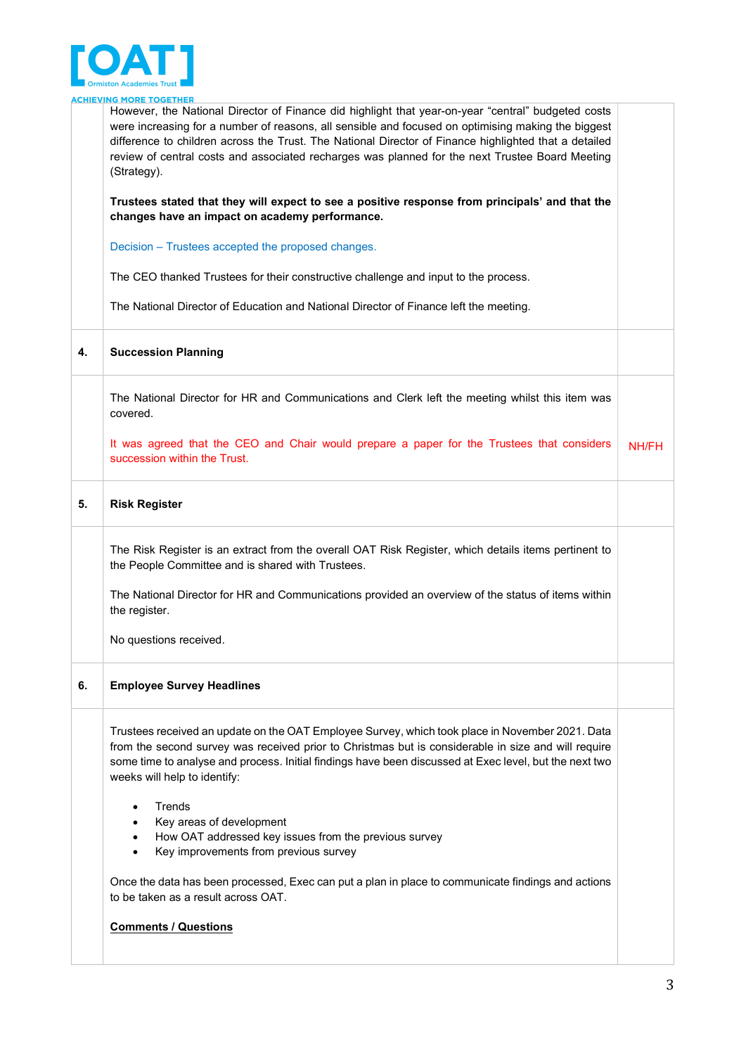| | | |
|---|---|---|
| | However, the National Director of Finance did highlight that year-on-year "central" budgeted costs were increasing for a number of reasons, all sensible and focused on optimising making the biggest difference to children across the Trust. The National Director of Finance highlighted that a detailed review of central costs and associated recharges was planned for the next Trustee Board Meeting (Strategy).<br><br>**Trustees stated that they will expect to see a positive response from principals' and that the changes have an impact on academy performance.**<br><br>Decision – Trustees accepted the proposed changes.<br><br>The CEO thanked Trustees for their constructive challenge and input to the process.<br><br>The National Director of Education and National Director of Finance left the meeting. | |
| **4.** | **Succession Planning** | |
| | The National Director for HR and Communications and Clerk left the meeting whilst this item was covered.<br><br>It was agreed that the CEO and Chair would prepare a paper for the Trustees that considers succession within the Trust. | NH/FH |
| **5.** | **Risk Register** | |
| | The Risk Register is an extract from the overall OAT Risk Register, which details items pertinent to the People Committee and is shared with Trustees.<br><br>The National Director for HR and Communications provided an overview of the status of items within the register.<br><br>No questions received. | |
| **6.** | **Employee Survey Headlines** | |
| | Trustees received an update on the OAT Employee Survey, which took place in November 2021. Data from the second survey was received prior to Christmas but is considerable in size and will require some time to analyse and process. Initial findings have been discussed at Exec level, but the next two weeks will help to identify:<br><br>• Trends<br>• Key areas of development<br>• How OAT addressed key issues from the previous survey<br>• Key improvements from previous survey<br><br>Once the data has been processed, Exec can put a plan in place to communicate findings and actions to be taken as a result across OAT.<br><br>**Comments / Questions** | |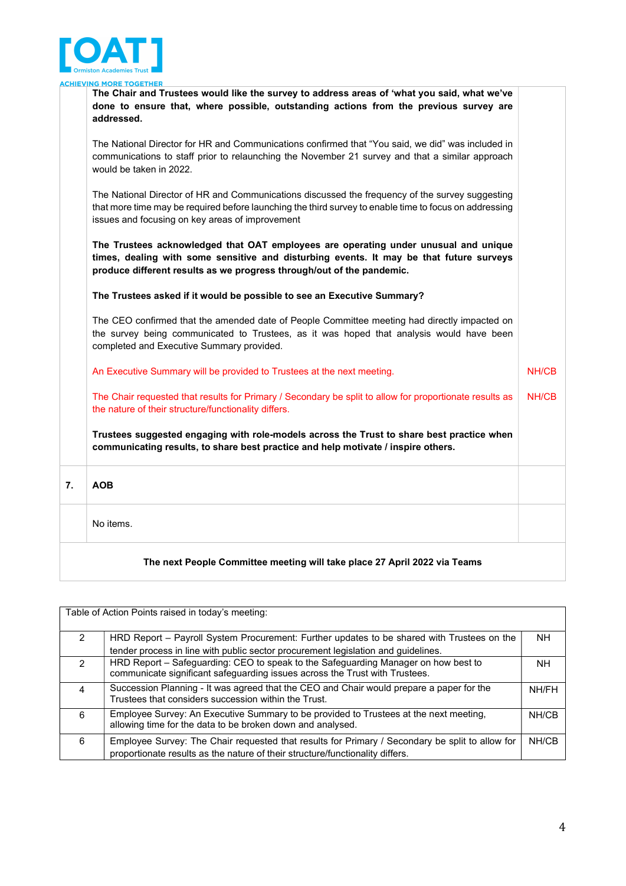| | | |
|---|---|---|
| | **The Chair and Trustees would like the survey to address areas of 'what you said, what we've done to ensure that, where possible, outstanding actions from the previous survey are addressed.**<br><br>The National Director for HR and Communications confirmed that "You said, we did" was included in communications to staff prior to relaunching the November 21 survey and that a similar approach would be taken in 2022.<br><br>The National Director of HR and Communications discussed the frequency of the survey suggesting that more time may be required before launching the third survey to enable time to focus on addressing issues and focusing on key areas of improvement<br><br>**The Trustees acknowledged that OAT employees are operating under unusual and unique times, dealing with some sensitive and disturbing events. It may be that future surveys produce different results as we progress through/out of the pandemic.**<br><br>**The Trustees asked if it would be possible to see an Executive Summary?**<br><br>The CEO confirmed that the amended date of People Committee meeting had directly impacted on the survey being communicated to Trustees, as it was hoped that analysis would have been completed and Executive Summary provided.<br><br>An Executive Summary will be provided to Trustees at the next meeting.<br><br>The Chair requested that results for Primary / Secondary be split to allow for proportionate results as the nature of their structure/functionality differs.<br><br>**Trustees suggested engaging with role-models across the Trust to share best practice when communicating results, to share best practice and help motivate / inspire others.** | <br><br><br><br><br><br><br><br><br><br><br><br><br><br><br><br><br>NH/CB<br><br>NH/CB |
| **7.** | **AOB** | |
| | No items. | |
| | **The next People Committee meeting will take place 27 April 2022 via Teams** | |

| Table of Action Points raised in today's meeting: | | |
|---|---|---|
| 2 | HRD Report – Payroll System Procurement: Further updates to be shared with Trustees on the tender process in line with public sector procurement legislation and guidelines. | NH |
| 2 | HRD Report – Safeguarding: CEO to speak to the Safeguarding Manager on how best to communicate significant safeguarding issues across the Trust with Trustees. | NH |
| 4 | Succession Planning - It was agreed that the CEO and Chair would prepare a paper for the Trustees that considers succession within the Trust. | NH/FH |
| 6 | Employee Survey: An Executive Summary to be provided to Trustees at the next meeting, allowing time for the data to be broken down and analysed. | NH/CB |
| 6 | Employee Survey: The Chair requested that results for Primary / Secondary be split to allow for proportionate results as the nature of their structure/functionality differs. | NH/CB |